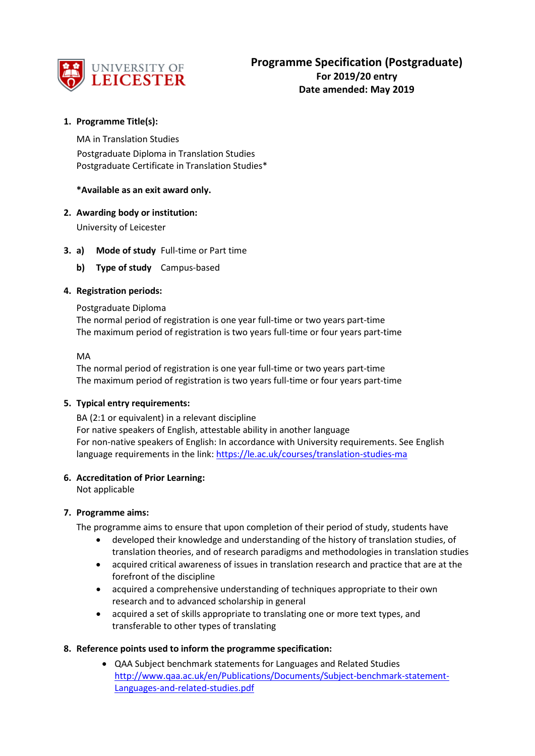UNIVERSITY OF LEICESTER

# Programme Specification (Postgraduate)

**For 2019/20 entry**

**Date amended: May 2019**

**1. Programme Title(s):**

MA in Translation Studies

Postgraduate Diploma in Translation Studies

Postgraduate Certificate in Translation Studies*

***Available as an exit award only.**

**2. Awarding body or institution:**

University of Leicester

**3. a) Mode of study** Full-time or Part time

**b) Type of study** Campus-based

**4. Registration periods:**

Postgraduate Diploma

The normal period of registration is one year full-time or two years part-time

The maximum period of registration is two years full-time or four years part-time

MA

The normal period of registration is one year full-time or two years part-time

The maximum period of registration is two years full-time or four years part-time

**5. Typical entry requirements:**

BA (2:1 or equivalent) in a relevant discipline

For native speakers of English, attestable ability in another language

For non-native speakers of English: In accordance with University requirements. See English language requirements in the link: https://le.ac.uk/courses/translation-studies-ma

**6. Accreditation of Prior Learning:**

Not applicable

**7. Programme aims:**

The programme aims to ensure that upon completion of their period of study, students have

- developed their knowledge and understanding of the history of translation studies, of translation theories, and of research paradigms and methodologies in translation studies
- acquired critical awareness of issues in translation research and practice that are at the forefront of the discipline
- acquired a comprehensive understanding of techniques appropriate to their own research and to advanced scholarship in general
- acquired a set of skills appropriate to translating one or more text types, and transferable to other types of translating

**8. Reference points used to inform the programme specification:**

- QAA Subject benchmark statements for Languages and Related Studies http://www.qaa.ac.uk/en/Publications/Documents/Subject-benchmark-statement-Languages-and-related-studies.pdf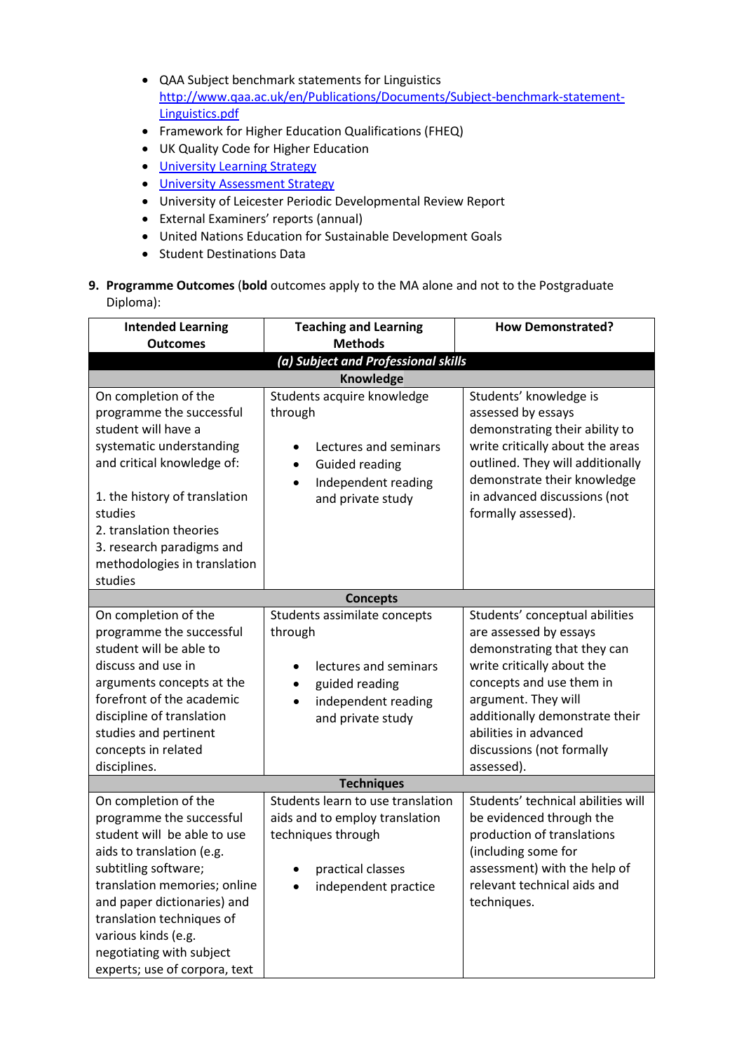- QAA Subject benchmark statements for Linguistics [http://www.qaa.ac.uk/en/Publications/Documents/Subject-benchmark-statement-Linguistics.pdf](http://www.qaa.ac.uk/en/Publications/Documents/Subject-benchmark-statement-Linguistics.pdf)
- Framework for Higher Education Qualifications (FHEQ)
- UK Quality Code for Higher Education
- [University Learning Strategy]()
- [University Assessment Strategy]()
- University of Leicester Periodic Developmental Review Report
- External Examiners' reports (annual)
- United Nations Education for Sustainable Development Goals
- Student Destinations Data

**9. Programme Outcomes** (**bold** outcomes apply to the MA alone and not to the Postgraduate Diploma):

| Intended Learning Outcomes | Teaching and Learning Methods | How Demonstrated? |
|---|---|---|
| ***(a) Subject and Professional skills*** | | |
| **Knowledge** | | |
| On completion of the programme the successful student will have a systematic understanding and critical knowledge of:<br><br>1. the history of translation studies<br>2. translation theories<br>3. research paradigms and methodologies in translation studies | Students acquire knowledge through<br><br>• Lectures and seminars<br>• Guided reading<br>• Independent reading and private study | Students' knowledge is assessed by essays demonstrating their ability to write critically about the areas outlined. They will additionally demonstrate their knowledge in advanced discussions (not formally assessed). |
| **Concepts** | | |
| On completion of the programme the successful student will be able to discuss and use in arguments concepts at the forefront of the academic discipline of translation studies and pertinent concepts in related disciplines. | Students assimilate concepts through<br><br>• lectures and seminars<br>• guided reading<br>• independent reading and private study | Students' conceptual abilities are assessed by essays demonstrating that they can write critically about the concepts and use them in argument. They will additionally demonstrate their abilities in advanced discussions (not formally assessed). |
| **Techniques** | | |
| On completion of the programme the successful student will be able to use aids to translation (e.g. subtitling software; translation memories; online and paper dictionaries) and translation techniques of various kinds (e.g. negotiating with subject experts; use of corpora, text | Students learn to use translation aids and to employ translation techniques through<br><br>• practical classes<br>• independent practice | Students' technical abilities will be evidenced through the production of translations (including some for assessment) with the help of relevant technical aids and techniques. |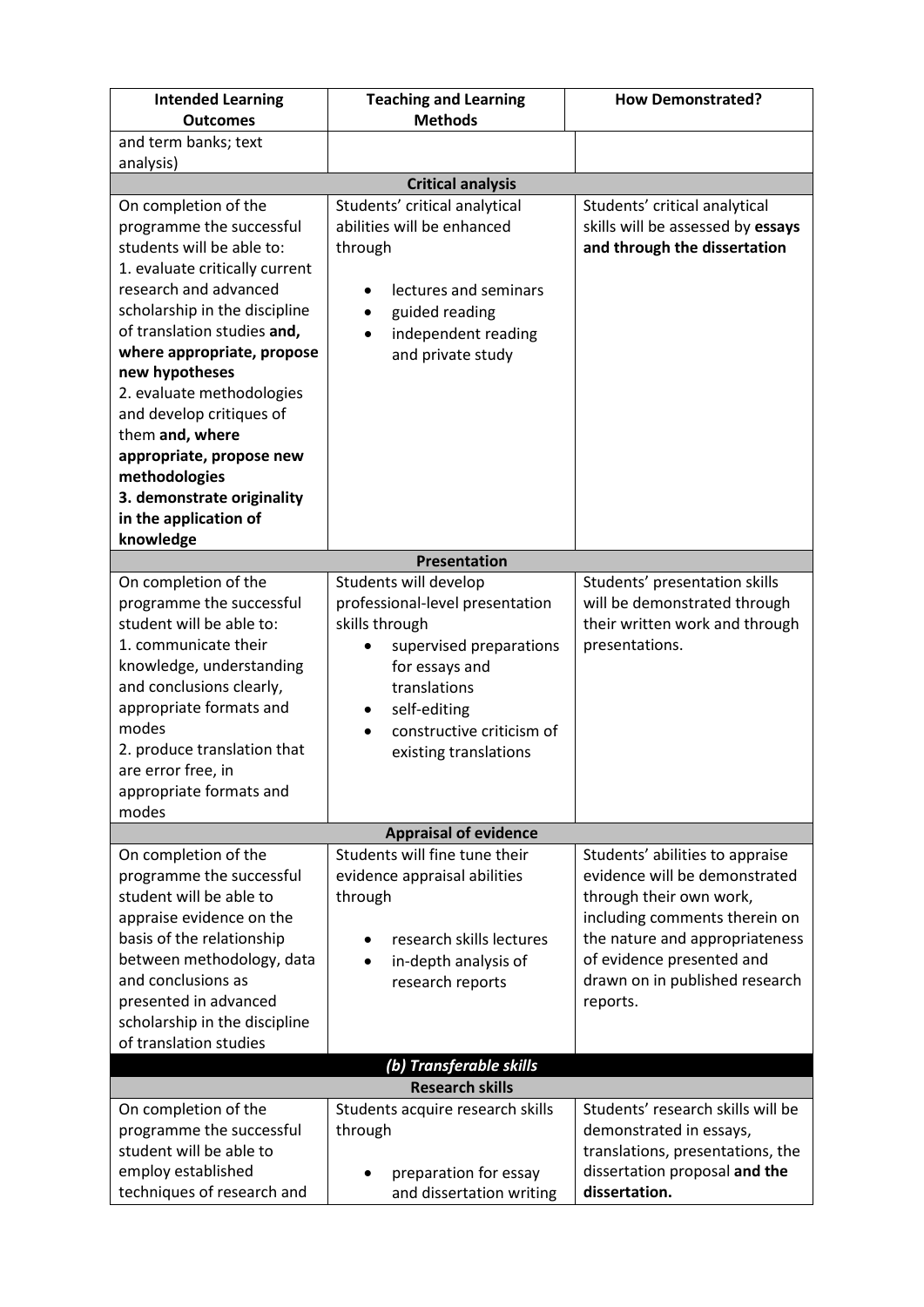| Intended Learning Outcomes | Teaching and Learning Methods | How Demonstrated? |
|---|---|---|
| and term banks; text analysis) | | |
| **Critical analysis** | | |
| On completion of the programme the successful students will be able to:<br>1. evaluate critically current research and advanced scholarship in the discipline of translation studies **and, where appropriate, propose new hypotheses**<br>2. evaluate methodologies and develop critiques of them **and, where appropriate, propose new methodologies**<br>**3. demonstrate originality in the application of knowledge** | Students' critical analytical abilities will be enhanced through<br>• lectures and seminars<br>• guided reading<br>• independent reading and private study | Students' critical analytical skills will be assessed by **essays and through the dissertation** |
| **Presentation** | | |
| On completion of the programme the successful student will be able to:<br>1. communicate their knowledge, understanding and conclusions clearly, appropriate formats and modes<br>2. produce translation that are error free, in appropriate formats and modes | Students will develop professional-level presentation skills through<br>• supervised preparations for essays and translations<br>• self-editing<br>• constructive criticism of existing translations | Students' presentation skills will be demonstrated through their written work and through presentations. |
| **Appraisal of evidence** | | |
| On completion of the programme the successful student will be able to appraise evidence on the basis of the relationship between methodology, data and conclusions as presented in advanced scholarship in the discipline of translation studies | Students will fine tune their evidence appraisal abilities through<br>• research skills lectures<br>• in-depth analysis of research reports | Students' abilities to appraise evidence will be demonstrated through their own work, including comments therein on the nature and appropriateness of evidence presented and drawn on in published research reports. |
| ***(b) Transferable skills*** | | |
| **Research skills** | | |
| On completion of the programme the successful student will be able to employ established techniques of research and | Students acquire research skills through<br>• preparation for essay and dissertation writing | Students' research skills will be demonstrated in essays, translations, presentations, the dissertation proposal **and the dissertation.** |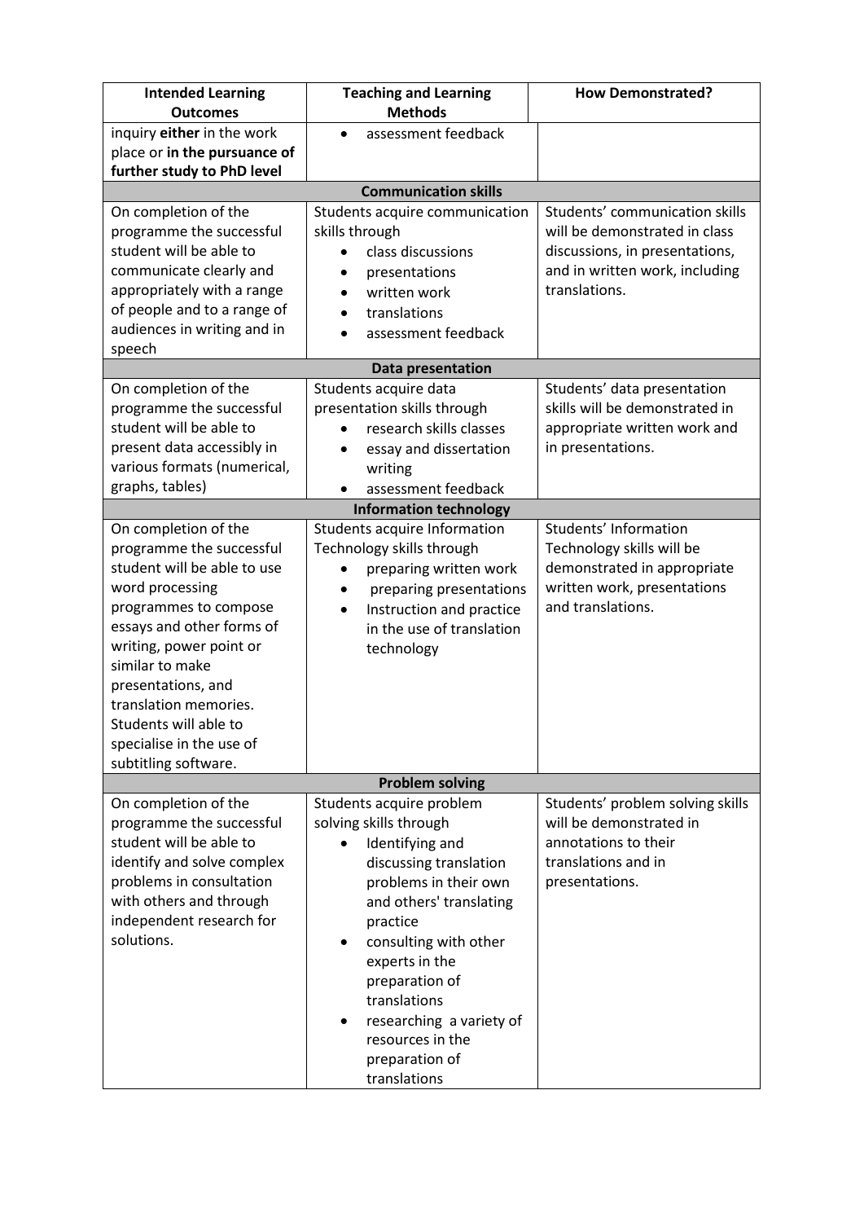| Intended Learning Outcomes | Teaching and Learning Methods | How Demonstrated? |
| --- | --- | --- |
| inquiry **either** in the work place or **in the pursuance of further study to PhD level** | • assessment feedback | |
| **Communication skills** | | |
| On completion of the programme the successful student will be able to communicate clearly and appropriately with a range of people and to a range of audiences in writing and in speech | Students acquire communication skills through<br>• class discussions<br>• presentations<br>• written work<br>• translations<br>• assessment feedback | Students' communication skills will be demonstrated in class discussions, in presentations, and in written work, including translations. |
| **Data presentation** | | |
| On completion of the programme the successful student will be able to present data accessibly in various formats (numerical, graphs, tables) | Students acquire data presentation skills through<br>• research skills classes<br>• essay and dissertation writing<br>• assessment feedback | Students' data presentation skills will be demonstrated in appropriate written work and in presentations. |
| **Information technology** | | |
| On completion of the programme the successful student will be able to use word processing programmes to compose essays and other forms of writing, power point or similar to make presentations, and translation memories. Students will able to specialise in the use of subtitling software. | Students acquire Information Technology skills through<br>• preparing written work<br>• preparing presentations<br>• Instruction and practice in the use of translation technology | Students' Information Technology skills will be demonstrated in appropriate written work, presentations and translations. |
| **Problem solving** | | |
| On completion of the programme the successful student will be able to identify and solve complex problems in consultation with others and through independent research for solutions. | Students acquire problem solving skills through<br>• Identifying and discussing translation problems in their own and others' translating practice<br>• consulting with other experts in the preparation of translations<br>• researching a variety of resources in the preparation of translations | Students' problem solving skills will be demonstrated in annotations to their translations and in presentations. |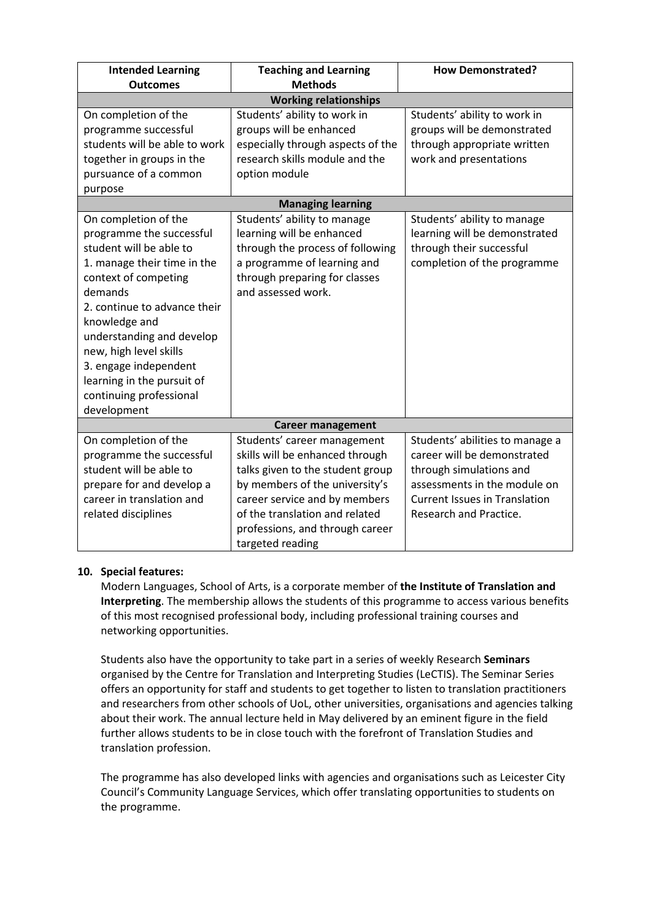| Intended Learning Outcomes | Teaching and Learning Methods | How Demonstrated? |
|---|---|---|
| **Working relationships** | | |
| On completion of the programme successful students will be able to work together in groups in the pursuance of a common purpose | Students' ability to work in groups will be enhanced especially through aspects of the research skills module and the option module | Students' ability to work in groups will be demonstrated through appropriate written work and presentations |
| **Managing learning** | | |
| On completion of the programme the successful student will be able to<br>1. manage their time in the context of competing demands<br>2. continue to advance their knowledge and understanding and develop new, high level skills<br>3. engage independent learning in the pursuit of continuing professional development | Students' ability to manage learning will be enhanced through the process of following a programme of learning and through preparing for classes and assessed work. | Students' ability to manage learning will be demonstrated through their successful completion of the programme |
| **Career management** | | |
| On completion of the programme the successful student will be able to prepare for and develop a career in translation and related disciplines | Students' career management skills will be enhanced through talks given to the student group by members of the university's career service and by members of the translation and related professions, and through career targeted reading | Students' abilities to manage a career will be demonstrated through simulations and assessments in the module on Current Issues in Translation Research and Practice. |

**10. Special features:**

Modern Languages, School of Arts, is a corporate member of **the Institute of Translation and Interpreting**. The membership allows the students of this programme to access various benefits of this most recognised professional body, including professional training courses and networking opportunities.

Students also have the opportunity to take part in a series of weekly Research **Seminars** organised by the Centre for Translation and Interpreting Studies (LeCTIS). The Seminar Series offers an opportunity for staff and students to get together to listen to translation practitioners and researchers from other schools of UoL, other universities, organisations and agencies talking about their work. The annual lecture held in May delivered by an eminent figure in the field further allows students to be in close touch with the forefront of Translation Studies and translation profession.

The programme has also developed links with agencies and organisations such as Leicester City Council's Community Language Services, which offer translating opportunities to students on the programme.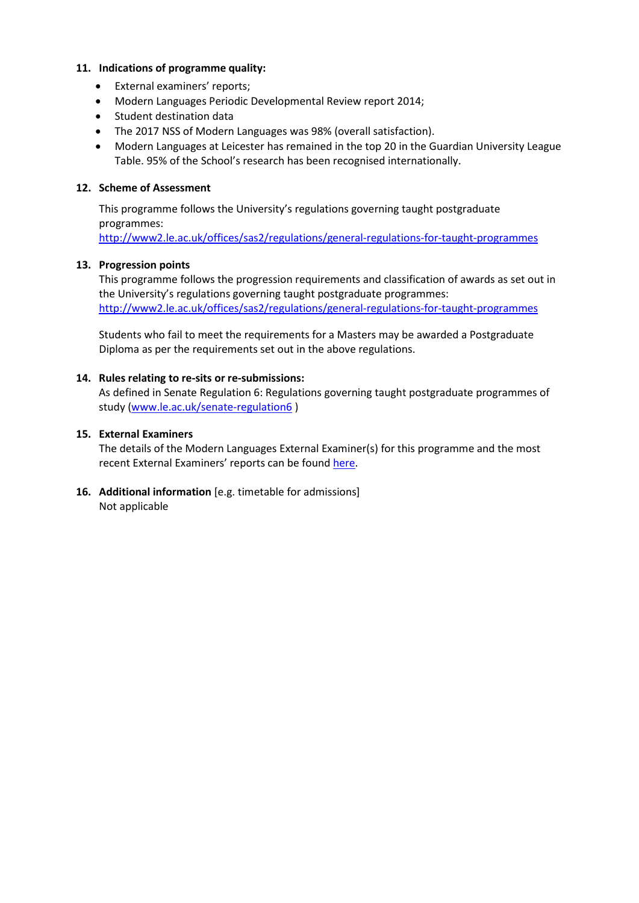**11. Indications of programme quality:**

- External examiners' reports;
- Modern Languages Periodic Developmental Review report 2014;
- Student destination data
- The 2017 NSS of Modern Languages was 98% (overall satisfaction).
- Modern Languages at Leicester has remained in the top 20 in the Guardian University League Table. 95% of the School's research has been recognised internationally.

**12. Scheme of Assessment**

This programme follows the University's regulations governing taught postgraduate programmes:
[http://www2.le.ac.uk/offices/sas2/regulations/general-regulations-for-taught-programmes](http://www2.le.ac.uk/offices/sas2/regulations/general-regulations-for-taught-programmes)

**13. Progression points**

This programme follows the progression requirements and classification of awards as set out in the University's regulations governing taught postgraduate programmes:
[http://www2.le.ac.uk/offices/sas2/regulations/general-regulations-for-taught-programmes](http://www2.le.ac.uk/offices/sas2/regulations/general-regulations-for-taught-programmes)

Students who fail to meet the requirements for a Masters may be awarded a Postgraduate Diploma as per the requirements set out in the above regulations.

**14. Rules relating to re-sits or re-submissions:**

As defined in Senate Regulation 6: Regulations governing taught postgraduate programmes of study ([www.le.ac.uk/senate-regulation6](www.le.ac.uk/senate-regulation6) )

**15. External Examiners**

The details of the Modern Languages External Examiner(s) for this programme and the most recent External Examiners' reports can be found here.

**16. Additional information** [e.g. timetable for admissions]

Not applicable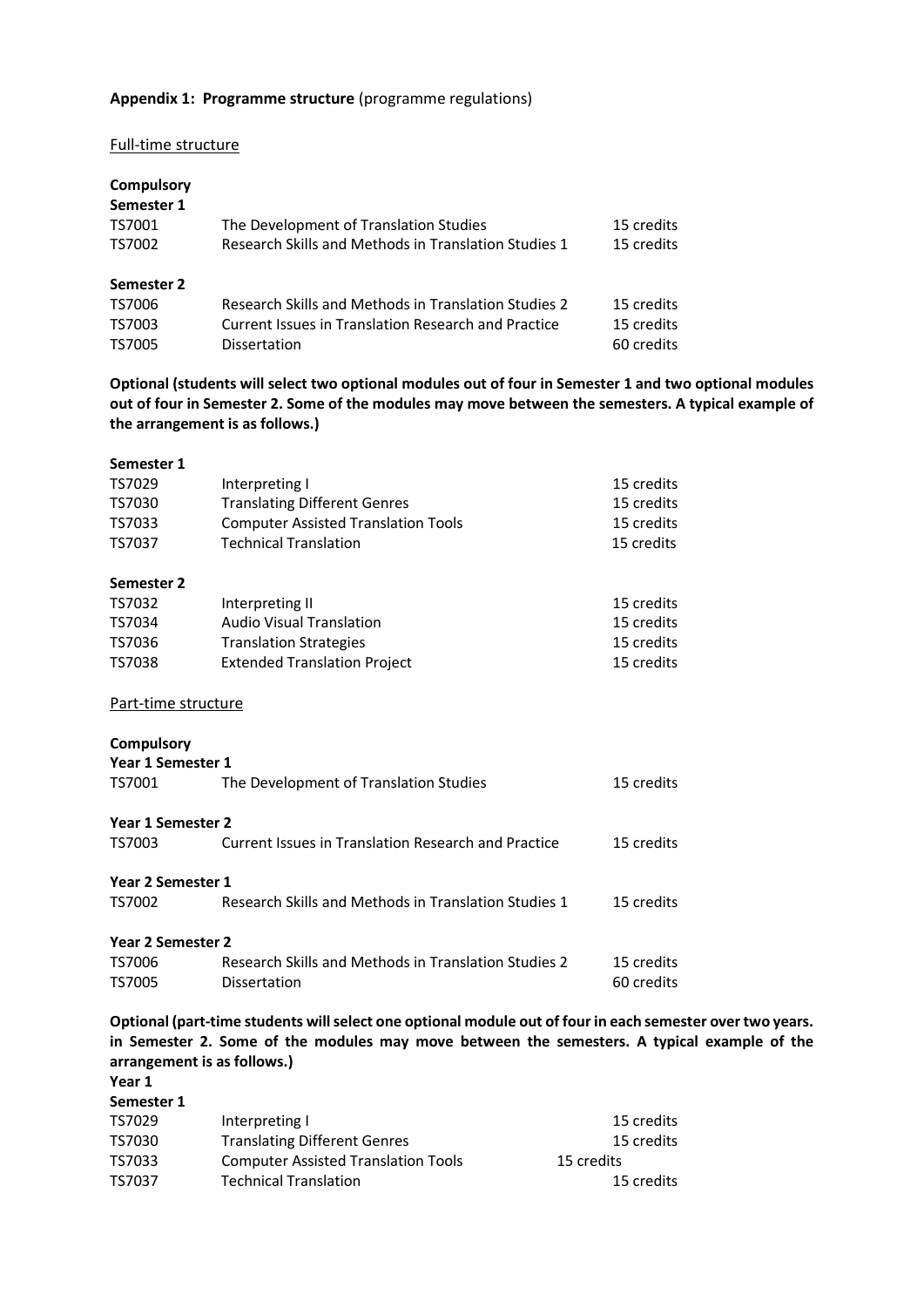**Appendix 1: Programme structure** (programme regulations)

Full-time structure

**Compulsory**

**Semester 1**

| | | |
|---|---|---|
| TS7001 | The Development of Translation Studies | 15 credits |
| TS7002 | Research Skills and Methods in Translation Studies 1 | 15 credits |

**Semester 2**

| | | |
|---|---|---|
| TS7006 | Research Skills and Methods in Translation Studies 2 | 15 credits |
| TS7003 | Current Issues in Translation Research and Practice | 15 credits |
| TS7005 | Dissertation | 60 credits |

**Optional (students will select two optional modules out of four in Semester 1 and two optional modules out of four in Semester 2. Some of the modules may move between the semesters. A typical example of the arrangement is as follows.)**

**Semester 1**

| | | |
|---|---|---|
| TS7029 | Interpreting I | 15 credits |
| TS7030 | Translating Different Genres | 15 credits |
| TS7033 | Computer Assisted Translation Tools | 15 credits |
| TS7037 | Technical Translation | 15 credits |

**Semester 2**

| | | |
|---|---|---|
| TS7032 | Interpreting II | 15 credits |
| TS7034 | Audio Visual Translation | 15 credits |
| TS7036 | Translation Strategies | 15 credits |
| TS7038 | Extended Translation Project | 15 credits |

Part-time structure

**Compulsory**

**Year 1 Semester 1**

| | | |
|---|---|---|
| TS7001 | The Development of Translation Studies | 15 credits |

**Year 1 Semester 2**

| | | |
|---|---|---|
| TS7003 | Current Issues in Translation Research and Practice | 15 credits |

**Year 2 Semester 1**

| | | |
|---|---|---|
| TS7002 | Research Skills and Methods in Translation Studies 1 | 15 credits |

**Year 2 Semester 2**

| | | |
|---|---|---|
| TS7006 | Research Skills and Methods in Translation Studies 2 | 15 credits |
| TS7005 | Dissertation | 60 credits |

**Optional (part-time students will select one optional module out of four in each semester over two years. in Semester 2. Some of the modules may move between the semesters. A typical example of the arrangement is as follows.)**

**Year 1**

**Semester 1**

| | | |
|---|---|---|
| TS7029 | Interpreting I | 15 credits |
| TS7030 | Translating Different Genres | 15 credits |
| TS7033 | Computer Assisted Translation Tools | 15 credits |
| TS7037 | Technical Translation | 15 credits |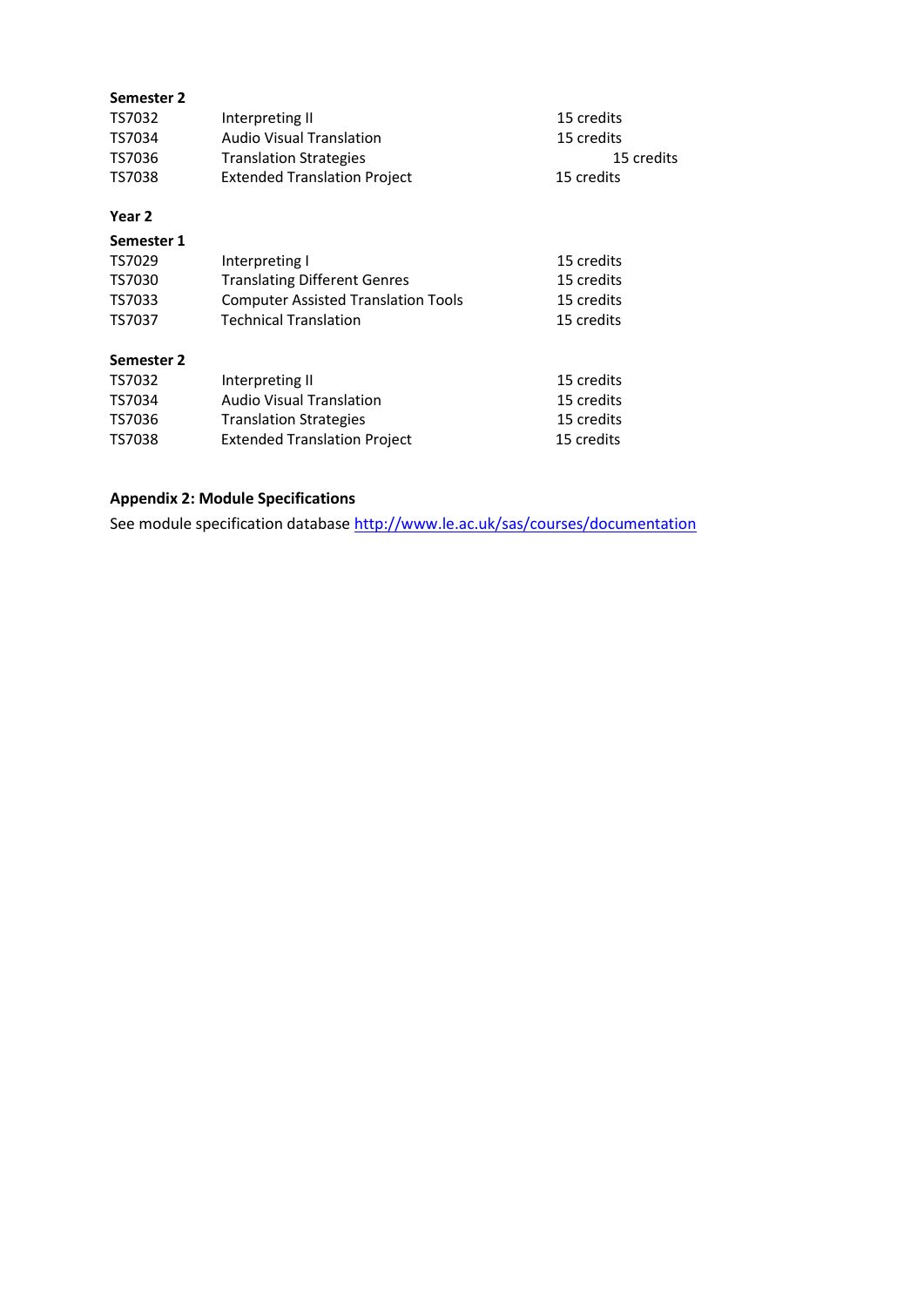**Semester 2**

| | | |
|---|---|---|
| TS7032 | Interpreting II | 15 credits |
| TS7034 | Audio Visual Translation | 15 credits |
| TS7036 | Translation Strategies | 15 credits |
| TS7038 | Extended Translation Project | 15 credits |

**Year 2**

**Semester 1**

| | | |
|---|---|---|
| TS7029 | Interpreting I | 15 credits |
| TS7030 | Translating Different Genres | 15 credits |
| TS7033 | Computer Assisted Translation Tools | 15 credits |
| TS7037 | Technical Translation | 15 credits |

**Semester 2**

| | | |
|---|---|---|
| TS7032 | Interpreting II | 15 credits |
| TS7034 | Audio Visual Translation | 15 credits |
| TS7036 | Translation Strategies | 15 credits |
| TS7038 | Extended Translation Project | 15 credits |

**Appendix 2: Module Specifications**

See module specification database http://www.le.ac.uk/sas/courses/documentation